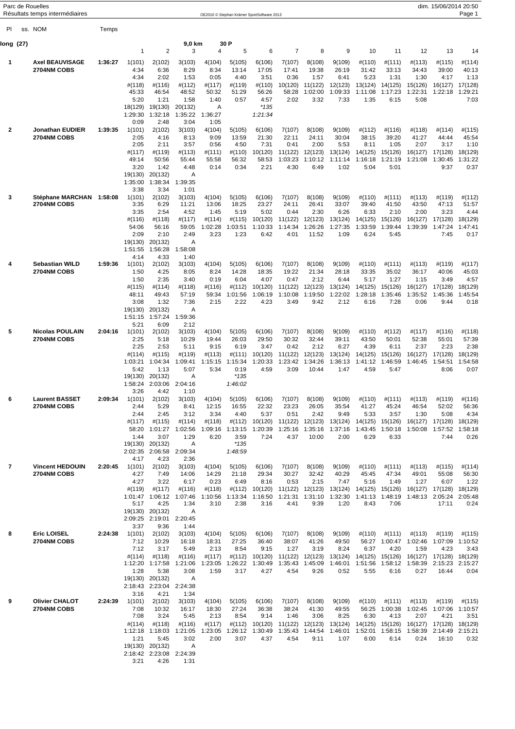Parc de Rouelles

Résultats temps intermédiaires

OE2010 © Stephan Krämer SportSoftware 2013

dim. 15/06/2014 20:50

| Pl | ss. NOM | Temps | | | | | | | | | | | | | |
|---|---|---|---|---|---|---|---|---|---|---|---|---|---|---|---|
| **long (27)** | | | | | 9,0 km | 30 P | | | | | | | | | |
| | | | 1 | 2 | 3 | 4 | 5 | 6 | 7 | 8 | 9 | 10 | 11 | 12 | 13 | 14 |
| **1** | **Axel BEAUVISAGE** | **1:36:27** | 1(101) | 2(102) | 3(103) | 4(104) | 5(105) | 6(106) | 7(107) | 8(108) | 9(109) | #(110) | #(111) | #(113) | #(115) | #(114) |
| | **2704NM COBS** | | 4:34 | 6:36 | 8:29 | 8:34 | 13:14 | 17:05 | 17:41 | 19:38 | 26:19 | 31:42 | 33:13 | 34:43 | 39:00 | 40:13 |
| | | | 4:34 | 2:02 | 1:53 | 0:05 | 4:40 | 3:51 | 0:36 | 1:57 | 6:41 | 5:23 | 1:31 | 1:30 | 4:17 | 1:13 |
| | | | #(118) | #(116) | #(112) | #(117) | #(119) | #(110) | 10(120) | 11(122) | 12(123) | 13(124) | 14(125) | 15(126) | 16(127) | 17(128) |
| | | | 45:33 | 46:54 | 48:52 | 50:32 | 51:29 | 56:26 | 58:28 | 1:02:00 | 1:09:33 | 1:11:08 | 1:17:23 | 1:22:31 | 1:22:18 | 1:29:21 |
| | | | 5:20 | 1:21 | 1:58 | 1:40 | 0:57 | 4:57 | 2:02 | 3:32 | 7:33 | 1:35 | 6:15 | 5:08 | | 7:03 |
| | | | 18(129) | 19(130) | 20(132) | A | | *135 | | | | | | | | |
| | | | 1:29:30 | 1:32:18 | 1:35:22 | 1:36:27 | | *1:21:34* | | | | | | | | |
| | | | 0:09 | 2:48 | 3:04 | 1:05 | | | | | | | | | | |
| **2** | **Jonathan EUDIER** | **1:39:35** | 1(101) | 2(102) | 3(103) | 4(104) | 5(105) | 6(106) | 7(107) | 8(108) | 9(109) | #(112) | #(116) | #(118) | #(114) | #(115) |
| | **2704NM COBS** | | 2:05 | 4:16 | 8:13 | 9:09 | 13:59 | 21:30 | 22:11 | 24:11 | 30:04 | 38:15 | 39:20 | 41:27 | 44:44 | 45:54 |
| | | | 2:05 | 2:11 | 3:57 | 0:56 | 4:50 | 7:31 | 0:41 | 2:00 | 5:53 | 8:11 | 1:05 | 2:07 | 3:17 | 1:10 |
| | | | #(117) | #(119) | #(113) | #(111) | #(110) | 10(120) | 11(122) | 12(123) | 13(124) | 14(125) | 15(126) | 16(127) | 17(128) | 18(129) |
| | | | 49:14 | 50:56 | 55:44 | 55:58 | 56:32 | 58:53 | 1:03:23 | 1:10:12 | 1:11:14 | 1:16:18 | 1:21:19 | 1:21:08 | 1:30:45 | 1:31:22 |
| | | | 3:20 | 1:42 | 4:48 | 0:14 | 0:34 | 2:21 | 4:30 | 6:49 | 1:02 | 5:04 | 5:01 | | 9:37 | 0:37 |
| | | | 19(130) | 20(132) | A | | | | | | | | | | | |
| | | | 1:35:00 | 1:38:34 | 1:39:35 | | | | | | | | | | | |
| | | | 3:38 | 3:34 | 1:01 | | | | | | | | | | | |
| **3** | **Stéphane MARCHAN** | **1:58:08** | 1(101) | 2(102) | 3(103) | 4(104) | 5(105) | 6(106) | 7(107) | 8(108) | 9(109) | #(110) | #(111) | #(113) | #(119) | #(112) |
| | **2704NM COBS** | | 3:35 | 6:29 | 11:21 | 13:06 | 18:25 | 23:27 | 24:11 | 26:41 | 33:07 | 39:40 | 41:50 | 43:50 | 47:13 | 51:57 |
| | | | 3:35 | 2:54 | 4:52 | 1:45 | 5:19 | 5:02 | 0:44 | 2:30 | 6:26 | 6:33 | 2:10 | 2:00 | 3:23 | 4:44 |
| | | | #(116) | #(118) | #(117) | #(114) | #(115) | 10(120) | 11(122) | 12(123) | 13(124) | 14(125) | 15(126) | 16(127) | 17(128) | 18(129) |
| | | | 54:06 | 56:16 | 59:05 | 1:02:28 | 1:03:51 | 1:10:33 | 1:14:34 | 1:26:26 | 1:27:35 | 1:33:59 | 1:39:44 | 1:39:39 | 1:47:24 | 1:47:41 |
| | | | 2:09 | 2:10 | 2:49 | 3:23 | 1:23 | 6:42 | 4:01 | 11:52 | 1:09 | 6:24 | 5:45 | | 7:45 | 0:17 |
| | | | 19(130) | 20(132) | A | | | | | | | | | | | |
| | | | 1:51:55 | 1:56:28 | 1:58:08 | | | | | | | | | | | |
| | | | 4:14 | 4:33 | 1:40 | | | | | | | | | | | |
| **4** | **Sebastian WILD** | **1:59:36** | 1(101) | 2(102) | 3(103) | 4(104) | 5(105) | 6(106) | 7(107) | 8(108) | 9(109) | #(110) | #(111) | #(113) | #(119) | #(117) |
| | **2704NM COBS** | | 1:50 | 4:25 | 8:05 | 8:24 | 14:28 | 18:35 | 19:22 | 21:34 | 28:18 | 33:35 | 35:02 | 36:17 | 40:06 | 45:03 |
| | | | 1:50 | 2:35 | 3:40 | 0:19 | 6:04 | 4:07 | 0:47 | 2:12 | 6:44 | 5:17 | 1:27 | 1:15 | 3:49 | 4:57 |
| | | | #(115) | #(114) | #(118) | #(116) | #(112) | 10(120) | 11(122) | 12(123) | 13(124) | 14(125) | 15(126) | 16(127) | 17(128) | 18(129) |
| | | | 48:11 | 49:43 | 57:19 | 59:34 | 1:01:56 | 1:06:19 | 1:10:08 | 1:19:50 | 1:22:02 | 1:28:18 | 1:35:46 | 1:35:52 | 1:45:36 | 1:45:54 |
| | | | 3:08 | 1:32 | 7:36 | 2:15 | 2:22 | 4:23 | 3:49 | 9:42 | 2:12 | 6:16 | 7:28 | 0:06 | 9:44 | 0:18 |
| | | | 19(130) | 20(132) | A | | | | | | | | | | | |
| | | | 1:51:15 | 1:57:24 | 1:59:36 | | | | | | | | | | | |
| | | | 5:21 | 6:09 | 2:12 | | | | | | | | | | | |
| **5** | **Nicolas POULAIN** | **2:04:16** | 1(101) | 2(102) | 3(103) | 4(104) | 5(105) | 6(106) | 7(107) | 8(108) | 9(109) | #(110) | #(112) | #(117) | #(116) | #(118) |
| | **2704NM COBS** | | 2:25 | 5:18 | 10:29 | 19:44 | 26:03 | 29:50 | 30:32 | 32:44 | 39:11 | 43:50 | 50:01 | 52:38 | 55:01 | 57:39 |
| | | | 2:25 | 2:53 | 5:11 | 9:15 | 6:19 | 3:47 | 0:42 | 2:12 | 6:27 | 4:39 | 6:11 | 2:37 | 2:23 | 2:38 |
| | | | #(114) | #(115) | #(119) | #(113) | #(111) | 10(120) | 11(122) | 12(123) | 13(124) | 14(125) | 15(126) | 16(127) | 17(128) | 18(129) |
| | | | 1:03:21 | 1:04:34 | 1:09:41 | 1:15:15 | 1:15:34 | 1:20:33 | 1:23:42 | 1:34:26 | 1:36:13 | 1:41:12 | 1:46:59 | 1:46:45 | 1:54:51 | 1:54:58 |
| | | | 5:42 | 1:13 | 5:07 | 5:34 | 0:19 | 4:59 | 3:09 | 10:44 | 1:47 | 4:59 | 5:47 | | 8:06 | 0:07 |
| | | | 19(130) | 20(132) | A | | *135 | | | | | | | | | |
| | | | 1:58:24 | 2:03:06 | 2:04:16 | | *1:46:02* | | | | | | | | | |
| | | | 3:26 | 4:42 | 1:10 | | | | | | | | | | | |
| **6** | **Laurent BASSET** | **2:09:34** | 1(101) | 2(102) | 3(103) | 4(104) | 5(105) | 6(106) | 7(107) | 8(108) | 9(109) | #(110) | #(111) | #(113) | #(119) | #(116) |
| | **2704NM COBS** | | 2:44 | 5:29 | 8:41 | 12:15 | 16:55 | 22:32 | 23:23 | 26:05 | 35:54 | 41:27 | 45:24 | 46:54 | 52:02 | 56:36 |
| | | | 2:44 | 2:45 | 3:12 | 3:34 | 4:40 | 5:37 | 0:51 | 2:42 | 9:49 | 5:33 | 3:57 | 1:30 | 5:08 | 4:34 |
| | | | #(117) | #(115) | #(114) | #(118) | #(112) | 10(120) | 11(122) | 12(123) | 13(124) | 14(125) | 15(126) | 16(127) | 17(128) | 18(129) |
| | | | 58:20 | 1:01:27 | 1:02:56 | 1:09:16 | 1:13:15 | 1:20:39 | 1:25:16 | 1:35:16 | 1:37:16 | 1:43:45 | 1:50:18 | 1:50:08 | 1:57:52 | 1:58:18 |
| | | | 1:44 | 3:07 | 1:29 | 6:20 | 3:59 | 7:24 | 4:37 | 10:00 | 2:00 | 6:29 | 6:33 | | 7:44 | 0:26 |
| | | | 19(130) | 20(132) | A | | *135 | | | | | | | | | |
| | | | 2:02:35 | 2:06:58 | 2:09:34 | | *1:48:59* | | | | | | | | | |
| | | | 4:17 | 4:23 | 2:36 | | | | | | | | | | | |
| **7** | **Vincent HEDOUIN** | **2:20:45** | 1(101) | 2(102) | 3(103) | 4(104) | 5(105) | 6(106) | 7(107) | 8(108) | 9(109) | #(110) | #(111) | #(113) | #(115) | #(114) |
| | **2704NM COBS** | | 4:27 | 7:49 | 14:06 | 14:29 | 21:18 | 29:34 | 30:27 | 32:42 | 40:29 | 45:45 | 47:34 | 49:01 | 55:08 | 56:30 |
| | | | 4:27 | 3:22 | 6:17 | 0:23 | 6:49 | 8:16 | 0:53 | 2:15 | 7:47 | 5:16 | 1:49 | 1:27 | 6:07 | 1:22 |
| | | | #(119) | #(117) | #(116) | #(118) | #(112) | 10(120) | 11(122) | 12(123) | 13(124) | 14(125) | 15(126) | 16(127) | 17(128) | 18(129) |
| | | | 1:01:47 | 1:06:12 | 1:07:46 | 1:10:56 | 1:13:34 | 1:16:50 | 1:21:31 | 1:31:10 | 1:32:30 | 1:41:13 | 1:48:19 | 1:48:13 | 2:05:24 | 2:05:48 |
| | | | 5:17 | 4:25 | 1:34 | 3:10 | 2:38 | 3:16 | 4:41 | 9:39 | 1:20 | 8:43 | 7:06 | | 17:11 | 0:24 |
| | | | 19(130) | 20(132) | A | | | | | | | | | | | |
| | | | 2:09:25 | 2:19:01 | 2:20:45 | | | | | | | | | | | |
| | | | 3:37 | 9:36 | 1:44 | | | | | | | | | | | |
| **8** | **Eric LOISEL** | **2:24:38** | 1(101) | 2(102) | 3(103) | 4(104) | 5(105) | 6(106) | 7(107) | 8(108) | 9(109) | #(110) | #(111) | #(113) | #(119) | #(115) |
| | **2704NM COBS** | | 7:12 | 10:29 | 16:18 | 18:31 | 27:25 | 36:40 | 38:07 | 41:26 | 49:50 | 56:27 | 1:00:47 | 1:02:46 | 1:07:09 | 1:10:52 |
| | | | 7:12 | 3:17 | 5:49 | 2:13 | 8:54 | 9:15 | 1:27 | 3:19 | 8:24 | 6:37 | 4:20 | 1:59 | 4:23 | 3:43 |
| | | | #(114) | #(118) | #(116) | #(117) | #(112) | 10(120) | 11(122) | 12(123) | 13(124) | 14(125) | 15(126) | 16(127) | 17(128) | 18(129) |
| | | | 1:12:20 | 1:17:58 | 1:21:06 | 1:23:05 | 1:26:22 | 1:30:49 | 1:35:43 | 1:45:09 | 1:46:01 | 1:51:56 | 1:58:12 | 1:58:39 | 2:15:23 | 2:15:27 |
| | | | 1:28 | 5:38 | 3:08 | 1:59 | 3:17 | 4:27 | 4:54 | 9:26 | 0:52 | 5:55 | 6:16 | 0:27 | 16:44 | 0:04 |
| | | | 19(130) | 20(132) | A | | | | | | | | | | | |
| | | | 2:18:43 | 2:23:04 | 2:24:38 | | | | | | | | | | | |
| | | | 3:16 | 4:21 | 1:34 | | | | | | | | | | | |
| **9** | **Olivier CHALOT** | **2:24:39** | 1(101) | 2(102) | 3(103) | 4(104) | 5(105) | 6(106) | 7(107) | 8(108) | 9(109) | #(110) | #(111) | #(113) | #(119) | #(115) |
| | **2704NM COBS** | | 7:08 | 10:32 | 16:17 | 18:30 | 27:24 | 36:38 | 38:24 | 41:30 | 49:55 | 56:25 | 1:00:38 | 1:02:45 | 1:07:06 | 1:10:57 |
| | | | 7:08 | 3:24 | 5:45 | 2:13 | 8:54 | 9:14 | 1:46 | 3:06 | 8:25 | 6:30 | 4:13 | 2:07 | 4:21 | 3:51 |
| | | | #(114) | #(118) | #(116) | #(117) | #(112) | 10(120) | 11(122) | 12(123) | 13(124) | 14(125) | 15(126) | 16(127) | 17(128) | 18(129) |
| | | | 1:12:18 | 1:18:03 | 1:21:05 | 1:23:05 | 1:26:12 | 1:30:49 | 1:35:43 | 1:44:54 | 1:46:01 | 1:52:01 | 1:58:15 | 1:58:39 | 2:14:49 | 2:15:21 |
| | | | 1:21 | 5:45 | 3:02 | 2:00 | 3:07 | 4:37 | 4:54 | 9:11 | 1:07 | 6:00 | 6:14 | 0:24 | 16:10 | 0:32 |
| | | | 19(130) | 20(132) | A | | | | | | | | | | | |
| | | | 2:18:42 | 2:23:08 | 2:24:39 | | | | | | | | | | | |
| | | | 3:21 | 4:26 | 1:31 | | | | | | | | | | | |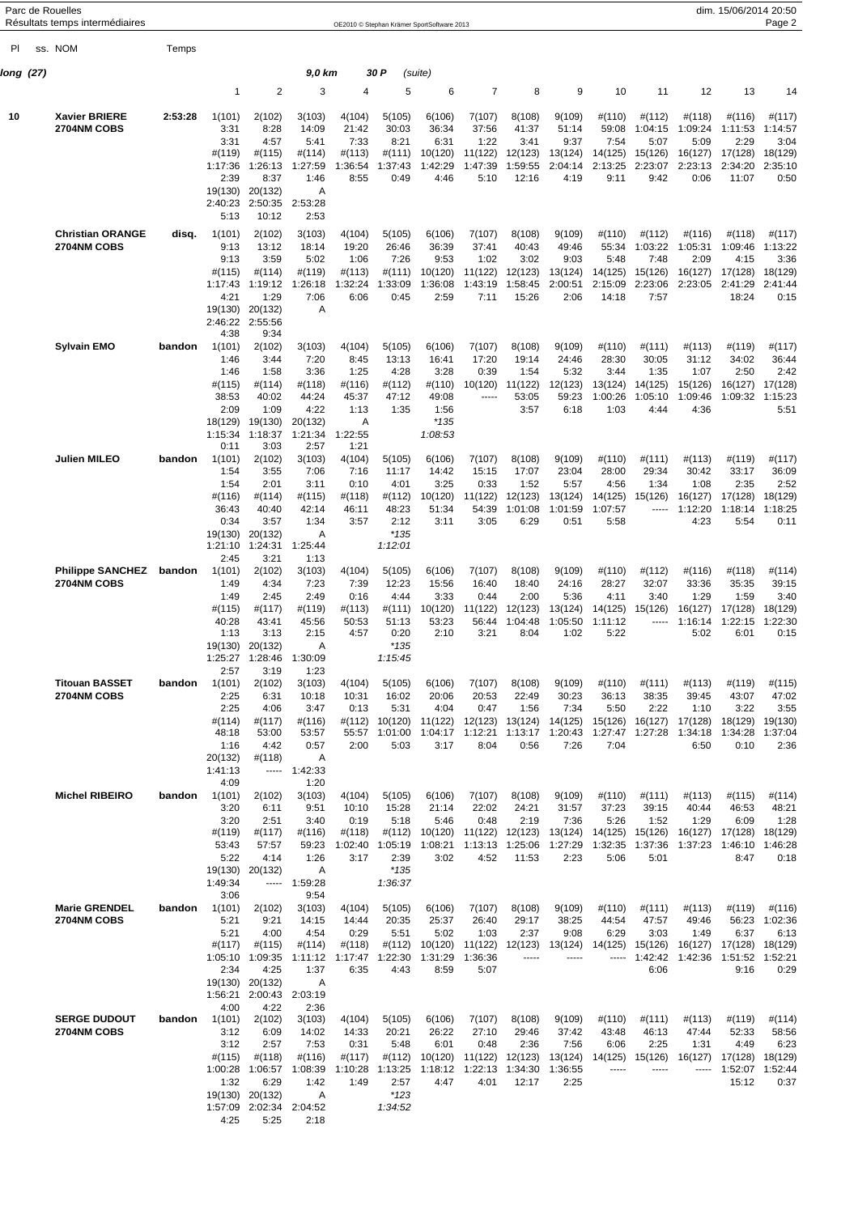| Pl | ss. NOM | Temps | | | | | | | | | | | | | | |
|---|---|---|---|---|---|---|---|---|---|---|---|---|---|---|---|---|
| ***long (27)*** | | | | | ***9,0 km*** | ***30 P*** | *(suite)* | | | | | | | | | |
| | | | 1 | 2 | 3 | 4 | 5 | 6 | 7 | 8 | 9 | 10 | 11 | 12 | 13 | 14 |
| **10** | **Xavier BRIERE** | **2:53:28** | 1(101) | 2(102) | 3(103) | 4(104) | 5(105) | 6(106) | 7(107) | 8(108) | 9(109) | #(110) | #(112) | #(118) | #(116) | #(117) |
| | **2704NM COBS** | | 3:31 | 8:28 | 14:09 | 21:42 | 30:03 | 36:34 | 37:56 | 41:37 | 51:14 | 59:08 | 1:04:15 | 1:09:24 | 1:11:53 | 1:14:57 |
| | | | 3:31 | 4:57 | 5:41 | 7:33 | 8:21 | 6:31 | 1:22 | 3:41 | 9:37 | 7:54 | 5:07 | 5:09 | 2:29 | 3:04 |
| | | | #(119) | #(115) | #(114) | #(113) | #(111) | 10(120) | 11(122) | 12(123) | 13(124) | 14(125) | 15(126) | 16(127) | 17(128) | 18(129) |
| | | | 1:17:36 | 1:26:13 | 1:27:59 | 1:36:54 | 1:37:43 | 1:42:29 | 1:47:39 | 1:59:55 | 2:04:14 | 2:13:25 | 2:23:07 | 2:23:13 | 2:34:20 | 2:35:10 |
| | | | 2:39 | 8:37 | 1:46 | 8:55 | 0:49 | 4:46 | 5:10 | 12:16 | 4:19 | 9:11 | 9:42 | 0:06 | 11:07 | 0:50 |
| | | | 19(130) | 20(132) | A | | | | | | | | | | | |
| | | | 2:40:23 | 2:50:35 | 2:53:28 | | | | | | | | | | | |
| | | | 5:13 | 10:12 | 2:53 | | | | | | | | | | | |
| | **Christian ORANGE** | **disq.** | 1(101) | 2(102) | 3(103) | 4(104) | 5(105) | 6(106) | 7(107) | 8(108) | 9(109) | #(110) | #(112) | #(116) | #(118) | #(117) |
| | **2704NM COBS** | | 9:13 | 13:12 | 18:14 | 19:20 | 26:46 | 36:39 | 37:41 | 40:43 | 49:46 | 55:34 | 1:03:22 | 1:05:31 | 1:09:46 | 1:13:22 |
| | | | 9:13 | 3:59 | 5:02 | 1:06 | 7:26 | 9:53 | 1:02 | 3:02 | 9:03 | 5:48 | 7:48 | 2:09 | 4:15 | 3:36 |
| | | | #(115) | #(114) | #(119) | #(113) | #(111) | 10(120) | 11(122) | 12(123) | 13(124) | 14(125) | 15(126) | 16(127) | 17(128) | 18(129) |
| | | | 1:17:43 | 1:19:12 | 1:26:18 | 1:32:24 | 1:33:09 | 1:36:08 | 1:43:19 | 1:58:45 | 2:00:51 | 2:15:09 | 2:23:06 | 2:23:05 | 2:41:29 | 2:41:44 |
| | | | 4:21 | 1:29 | 7:06 | 6:06 | 0:45 | 2:59 | 7:11 | 15:26 | 2:06 | 14:18 | 7:57 | | 18:24 | 0:15 |
| | | | 19(130) | 20(132) | A | | | | | | | | | | | |
| | | | 2:46:22 | 2:55:56 | | | | | | | | | | | | |
| | | | 4:38 | 9:34 | | | | | | | | | | | | |
| | **Sylvain EMO** | **bandon** | 1(101) | 2(102) | 3(103) | 4(104) | 5(105) | 6(106) | 7(107) | 8(108) | 9(109) | #(110) | #(111) | #(113) | #(119) | #(117) |
| | | | 1:46 | 3:44 | 7:20 | 8:45 | 13:13 | 16:41 | 17:20 | 19:14 | 24:46 | 28:30 | 30:05 | 31:12 | 34:02 | 36:44 |
| | | | 1:46 | 1:58 | 3:36 | 1:25 | 4:28 | 3:28 | 0:39 | 1:54 | 5:32 | 3:44 | 1:35 | 1:07 | 2:50 | 2:42 |
| | | | #(115) | #(114) | #(118) | #(116) | #(112) | #(110) | 10(120) | 11(122) | 12(123) | 13(124) | 14(125) | 15(126) | 16(127) | 17(128) |
| | | | 38:53 | 40:02 | 44:24 | 45:37 | 47:12 | 49:08 | ----- | 53:05 | 59:23 | 1:00:26 | 1:05:10 | 1:09:46 | 1:09:32 | 1:15:23 |
| | | | 2:09 | 1:09 | 4:22 | 1:13 | 1:35 | 1:56 | | 3:57 | 6:18 | 1:03 | 4:44 | 4:36 | | 5:51 |
| | | | 18(129) | 19(130) | 20(132) | A | | *135 | | | | | | | | |
| | | | 1:15:34 | 1:18:37 | 1:21:34 | 1:22:55 | | *1:08:53* | | | | | | | | |
| | | | 0:11 | 3:03 | 2:57 | 1:21 | | | | | | | | | | |
| | **Julien MILEO** | **bandon** | 1(101) | 2(102) | 3(103) | 4(104) | 5(105) | 6(106) | 7(107) | 8(108) | 9(109) | #(110) | #(111) | #(113) | #(119) | #(117) |
| | | | 1:54 | 3:55 | 7:06 | 7:16 | 11:17 | 14:42 | 15:15 | 17:07 | 23:04 | 28:00 | 29:34 | 30:42 | 33:17 | 36:09 |
| | | | 1:54 | 2:01 | 3:11 | 0:10 | 4:01 | 3:25 | 0:33 | 1:52 | 5:57 | 4:56 | 1:34 | 1:08 | 2:35 | 2:52 |
| | | | #(116) | #(114) | #(115) | #(118) | #(112) | 10(120) | 11(122) | 12(123) | 13(124) | 14(125) | 15(126) | 16(127) | 17(128) | 18(129) |
| | | | 36:43 | 40:40 | 42:14 | 46:11 | 48:23 | 51:34 | 54:39 | 1:01:08 | 1:01:59 | 1:07:57 | ----- | 1:12:20 | 1:18:14 | 1:18:25 |
| | | | 0:34 | 3:57 | 1:34 | 3:57 | 2:12 | 3:11 | 3:05 | 6:29 | 0:51 | 5:58 | | 4:23 | 5:54 | 0:11 |
| | | | 19(130) | 20(132) | A | | *135 | | | | | | | | | |
| | | | 1:21:10 | 1:24:31 | 1:25:44 | | *1:12:01* | | | | | | | | | |
| | | | 2:45 | 3:21 | 1:13 | | | | | | | | | | | |
| | **Philippe SANCHEZ** | **bandon** | 1(101) | 2(102) | 3(103) | 4(104) | 5(105) | 6(106) | 7(107) | 8(108) | 9(109) | #(110) | #(112) | #(116) | #(118) | #(114) |
| | **2704NM COBS** | | 1:49 | 4:34 | 7:23 | 7:39 | 12:23 | 15:56 | 16:40 | 18:40 | 24:16 | 28:27 | 32:07 | 33:36 | 35:35 | 39:15 |
| | | | 1:49 | 2:45 | 2:49 | 0:16 | 4:44 | 3:33 | 0:44 | 2:00 | 5:36 | 4:11 | 3:40 | 1:29 | 1:59 | 3:40 |
| | | | #(115) | #(117) | #(119) | #(113) | #(111) | 10(120) | 11(122) | 12(123) | 13(124) | 14(125) | 15(126) | 16(127) | 17(128) | 18(129) |
| | | | 40:28 | 43:41 | 45:56 | 50:53 | 51:13 | 53:23 | 56:44 | 1:04:48 | 1:05:50 | 1:11:12 | ----- | 1:16:14 | 1:22:15 | 1:22:30 |
| | | | 1:13 | 3:13 | 2:15 | 4:57 | 0:20 | 2:10 | 3:21 | 8:04 | 1:02 | 5:22 | | 5:02 | 6:01 | 0:15 |
| | | | 19(130) | 20(132) | A | | *135 | | | | | | | | | |
| | | | 1:25:27 | 1:28:46 | 1:30:09 | | *1:15:45* | | | | | | | | | |
| | | | 2:57 | 3:19 | 1:23 | | | | | | | | | | | |
| | **Titouan BASSET** | **bandon** | 1(101) | 2(102) | 3(103) | 4(104) | 5(105) | 6(106) | 7(107) | 8(108) | 9(109) | #(110) | #(111) | #(113) | #(119) | #(115) |
| | **2704NM COBS** | | 2:25 | 6:31 | 10:18 | 10:31 | 16:02 | 20:06 | 20:53 | 22:49 | 30:23 | 36:13 | 38:35 | 39:45 | 43:07 | 47:02 |
| | | | 2:25 | 4:06 | 3:47 | 0:13 | 5:31 | 4:04 | 0:47 | 1:56 | 7:34 | 5:50 | 2:22 | 1:10 | 3:22 | 3:55 |
| | | | #(114) | #(117) | #(116) | #(112) | 10(120) | 11(122) | 12(123) | 13(124) | 14(125) | 15(126) | 16(127) | 17(128) | 18(129) | 19(130) |
| | | | 48:18 | 53:00 | 53:57 | 55:57 | 1:01:00 | 1:04:17 | 1:12:21 | 1:13:17 | 1:20:43 | 1:27:47 | 1:27:28 | 1:34:18 | 1:34:28 | 1:37:04 |
| | | | 1:16 | 4:42 | 0:57 | 2:00 | 5:03 | 3:17 | 8:04 | 0:56 | 7:26 | 7:04 | | 6:50 | 0:10 | 2:36 |
| | | | 20(132) | #(118) | A | | | | | | | | | | | |
| | | | 1:41:13 | ----- | 1:42:33 | | | | | | | | | | | |
| | | | 4:09 | | 1:20 | | | | | | | | | | | |
| | **Michel RIBEIRO** | **bandon** | 1(101) | 2(102) | 3(103) | 4(104) | 5(105) | 6(106) | 7(107) | 8(108) | 9(109) | #(110) | #(111) | #(113) | #(115) | #(114) |
| | | | 3:20 | 6:11 | 9:51 | 10:10 | 15:28 | 21:14 | 22:02 | 24:21 | 31:57 | 37:23 | 39:15 | 40:44 | 46:53 | 48:21 |
| | | | 3:20 | 2:51 | 3:40 | 0:19 | 5:18 | 5:46 | 0:48 | 2:19 | 7:36 | 5:26 | 1:52 | 1:29 | 6:09 | 1:28 |
| | | | #(119) | #(117) | #(116) | #(118) | #(112) | 10(120) | 11(122) | 12(123) | 13(124) | 14(125) | 15(126) | 16(127) | 17(128) | 18(129) |
| | | | 53:43 | 57:57 | 59:23 | 1:02:40 | 1:05:19 | 1:08:21 | 1:13:13 | 1:25:06 | 1:27:29 | 1:32:35 | 1:37:36 | 1:37:23 | 1:46:10 | 1:46:28 |
| | | | 5:22 | 4:14 | 1:26 | 3:17 | 2:39 | 3:02 | 4:52 | 11:53 | 2:23 | 5:06 | 5:01 | | 8:47 | 0:18 |
| | | | 19(130) | 20(132) | A | | *135 | | | | | | | | | |
| | | | 1:49:34 | ----- | 1:59:28 | | *1:36:37* | | | | | | | | | |
| | | | 3:06 | | 9:54 | | | | | | | | | | | |
| | **Marie GRENDEL** | **bandon** | 1(101) | 2(102) | 3(103) | 4(104) | 5(105) | 6(106) | 7(107) | 8(108) | 9(109) | #(110) | #(111) | #(113) | #(119) | #(116) |
| | **2704NM COBS** | | 5:21 | 9:21 | 14:15 | 14:44 | 20:35 | 25:37 | 26:40 | 29:17 | 38:25 | 44:54 | 47:57 | 49:46 | 56:23 | 1:02:36 |
| | | | 5:21 | 4:00 | 4:54 | 0:29 | 5:51 | 5:02 | 1:03 | 2:37 | 9:08 | 6:29 | 3:03 | 1:49 | 6:37 | 6:13 |
| | | | #(117) | #(115) | #(114) | #(118) | #(112) | 10(120) | 11(122) | 12(123) | 13(124) | 14(125) | 15(126) | 16(127) | 17(128) | 18(129) |
| | | | 1:05:10 | 1:09:35 | 1:11:12 | 1:17:47 | 1:22:30 | 1:31:29 | 1:36:36 | ----- | ----- | ----- | 1:42:42 | 1:42:36 | 1:51:52 | 1:52:21 |
| | | | 2:34 | 4:25 | 1:37 | 6:35 | 4:43 | 8:59 | 5:07 | | | | 6:06 | | 9:16 | 0:29 |
| | | | 19(130) | 20(132) | A | | | | | | | | | | | |
| | | | 1:56:21 | 2:00:43 | 2:03:19 | | | | | | | | | | | |
| | | | 4:00 | 4:22 | 2:36 | | | | | | | | | | | |
| | **SERGE DUDOUT** | **bandon** | 1(101) | 2(102) | 3(103) | 4(104) | 5(105) | 6(106) | 7(107) | 8(108) | 9(109) | #(110) | #(111) | #(113) | #(119) | #(114) |
| | **2704NM COBS** | | 3:12 | 6:09 | 14:02 | 14:33 | 20:21 | 26:22 | 27:10 | 29:46 | 37:42 | 43:48 | 46:13 | 47:44 | 52:33 | 58:56 |
| | | | 3:12 | 2:57 | 7:53 | 0:31 | 5:48 | 6:01 | 0:48 | 2:36 | 7:56 | 6:06 | 2:25 | 1:31 | 4:49 | 6:23 |
| | | | #(115) | #(118) | #(116) | #(117) | #(112) | 10(120) | 11(122) | 12(123) | 13(124) | 14(125) | 15(126) | 16(127) | 17(128) | 18(129) |
| | | | 1:00:28 | 1:06:57 | 1:08:39 | 1:10:28 | 1:13:25 | 1:18:12 | 1:22:13 | 1:34:30 | 1:36:55 | ----- | ----- | ----- | 1:52:07 | 1:52:44 |
| | | | 1:32 | 6:29 | 1:42 | 1:49 | 2:57 | 4:47 | 4:01 | 12:17 | 2:25 | | | | 15:12 | 0:37 |
| | | | 19(130) | 20(132) | A | | *123 | | | | | | | | | |
| | | | 1:57:09 | 2:02:34 | 2:04:52 | | *1:34:52* | | | | | | | | | |
| | | | 4:25 | 5:25 | 2:18 | | | | | | | | | | | |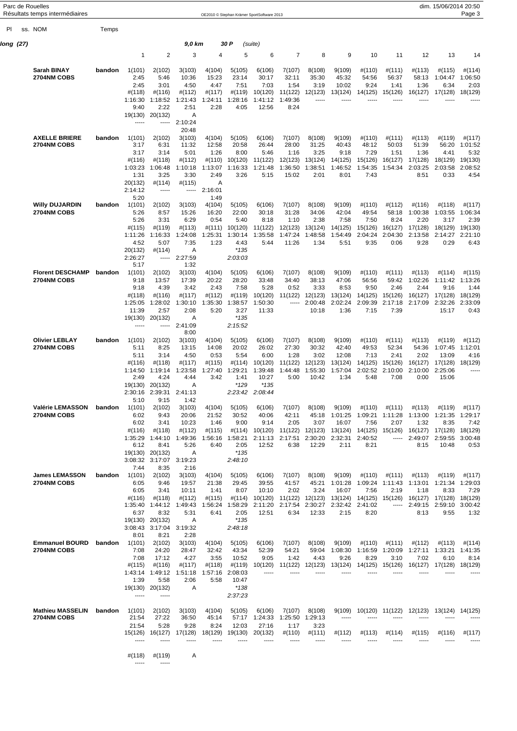Pl ss. NOM Temps

**long (27)** — 9,0 km 30 P (suite)

| | | | 1 | 2 | 3 | 4 | 5 | 6 | 7 | 8 | 9 | 10 | 11 | 12 | 13 | 14 |
|---|---|---|---|---|---|---|---|---|---|---|---|---|---|---|---|---|
| | **Sarah BINAY** 2704NM COBS | bandon | 1(101) | 2(102) | 3(103) | 4(104) | 5(105) | 6(106) | 7(107) | 8(108) | 9(109) | #(110) | #(111) | #(113) | #(115) | #(114) |
| | | | 2:45 | 5:46 | 10:36 | 15:23 | 23:14 | 30:17 | 32:11 | 35:30 | 45:32 | 54:56 | 56:37 | 58:13 | 1:04:47 | 1:06:50 |
| | | | 2:45 | 3:01 | 4:50 | 4:47 | 7:51 | 7:03 | 1:54 | 3:19 | 10:02 | 9:24 | 1:41 | 1:36 | 6:34 | 2:03 |
| | | | #(118) | #(116) | #(112) | #(117) | #(119) | 10(120) | 11(122) | 12(123) | 13(124) | 14(125) | 15(126) | 16(127) | 17(128) | 18(129) |
| | | | 1:16:30 | 1:18:52 | 1:21:43 | 1:24:11 | 1:28:16 | 1:41:12 | 1:49:36 | ----- | ----- | ----- | ----- | ----- | ----- | ----- |
| | | | 9:40 | 2:22 | 2:51 | 2:28 | 4:05 | 12:56 | 8:24 | | | | | | | |
| | | | 19(130) | 20(132) | A | | | | | | | | | | | |
| | | | ----- | ----- | 2:10:24 | | | | | | | | | | | |
| | | | | | 20:48 | | | | | | | | | | | |
| | **AXELLE BRIERE** 2704NM COBS | bandon | 1(101) | 2(102) | 3(103) | 4(104) | 5(105) | 6(106) | 7(107) | 8(108) | 9(109) | #(110) | #(111) | #(113) | #(119) | #(117) |
| | | | 3:17 | 6:31 | 11:32 | 12:58 | 20:58 | 26:44 | 28:00 | 31:25 | 40:43 | 48:12 | 50:03 | 51:39 | 56:20 | 1:01:52 |
| | | | 3:17 | 3:14 | 5:01 | 1:26 | 8:00 | 5:46 | 1:16 | 3:25 | 9:18 | 7:29 | 1:51 | 1:36 | 4:41 | 5:32 |
| | | | #(116) | #(118) | #(112) | #(110) | 10(120) | 11(122) | 12(123) | 13(124) | 14(125) | 15(126) | 16(127) | 17(128) | 18(129) | 19(130) |
| | | | 1:03:23 | 1:06:48 | 1:10:18 | 1:13:07 | 1:16:33 | 1:21:48 | 1:36:50 | 1:38:51 | 1:46:52 | 1:54:35 | 1:54:34 | 2:03:25 | 2:03:58 | 2:08:52 |
| | | | 1:31 | 3:25 | 3:30 | 2:49 | 3:26 | 5:15 | 15:02 | 2:01 | 8:01 | 7:43 | | 8:51 | 0:33 | 4:54 |
| | | | 20(132) | #(114) | #(115) | A | | | | | | | | | | |
| | | | 2:14:12 | ----- | ----- | 2:16:01 | | | | | | | | | | |
| | | | 5:20 | | | 1:49 | | | | | | | | | | |
| | **Willy DUJARDIN** 2704NM COBS | bandon | 1(101) | 2(102) | 3(103) | 4(104) | 5(105) | 6(106) | 7(107) | 8(108) | 9(109) | #(110) | #(112) | #(116) | #(118) | #(117) |
| | | | 5:26 | 8:57 | 15:26 | 16:20 | 22:00 | 30:18 | 31:28 | 34:06 | 42:04 | 49:54 | 58:18 | 1:00:38 | 1:03:55 | 1:06:34 |
| | | | 5:26 | 3:31 | 6:29 | 0:54 | 5:40 | 8:18 | 1:10 | 2:38 | 7:58 | 7:50 | 8:24 | 2:20 | 3:17 | 2:39 |
| | | | #(115) | #(119) | #(113) | #(111) | 10(120) | 11(122) | 12(123) | 13(124) | 14(125) | 15(126) | 16(127) | 17(128) | 18(129) | 19(130) |
| | | | 1:11:26 | 1:16:33 | 1:24:08 | 1:25:31 | 1:30:14 | 1:35:58 | 1:47:24 | 1:48:58 | 1:54:49 | 2:04:24 | 2:04:30 | 2:13:58 | 2:14:27 | 2:21:10 |
| | | | 4:52 | 5:07 | 7:35 | 1:23 | 4:43 | 5:44 | 11:26 | 1:34 | 5:51 | 9:35 | 0:06 | 9:28 | 0:29 | 6:43 |
| | | | 20(132) | #(114) | A | | *135 | | | | | | | | | |
| | | | 2:26:27 | ----- | 2:27:59 | | 2:03:03 | | | | | | | | | |
| | | | 5:17 | | 1:32 | | | | | | | | | | | |
| | **Florent DESCHAMP** 2704NM COBS | bandon | 1(101) | 2(102) | 3(103) | 4(104) | 5(105) | 6(106) | 7(107) | 8(108) | 9(109) | #(110) | #(111) | #(113) | #(114) | #(115) |
| | | | 9:18 | 13:57 | 17:39 | 20:22 | 28:20 | 33:48 | 34:40 | 38:13 | 47:06 | 56:56 | 59:42 | 1:02:26 | 1:11:42 | 1:13:26 |
| | | | 9:18 | 4:39 | 3:42 | 2:43 | 7:58 | 5:28 | 0:52 | 3:33 | 8:53 | 9:50 | 2:46 | 2:44 | 9:16 | 1:44 |
| | | | #(118) | #(116) | #(117) | #(112) | #(119) | 10(120) | 11(122) | 12(123) | 13(124) | 14(125) | 15(126) | 16(127) | 17(128) | 18(129) |
| | | | 1:25:05 | 1:28:02 | 1:30:10 | 1:35:30 | 1:38:57 | 1:50:30 | ----- | 2:00:48 | 2:02:24 | 2:09:39 | 2:17:18 | 2:17:09 | 2:32:26 | 2:33:09 |
| | | | 11:39 | 2:57 | 2:08 | 5:20 | 3:27 | 11:33 | | 10:18 | 1:36 | 7:15 | 7:39 | | 15:17 | 0:43 |
| | | | 19(130) | 20(132) | A | | *135 | | | | | | | | | |
| | | | ----- | ----- | 2:41:09 | | 2:15:52 | | | | | | | | | |
| | | | | | 8:00 | | | | | | | | | | | |
| | **Olivier LEBLAY** 2704NM COBS | bandon | 1(101) | 2(102) | 3(103) | 4(104) | 5(105) | 6(106) | 7(107) | 8(108) | 9(109) | #(110) | #(111) | #(113) | #(119) | #(112) |
| | | | 5:11 | 8:25 | 13:15 | 14:08 | 20:02 | 26:02 | 27:30 | 30:32 | 42:40 | 49:53 | 52:34 | 54:36 | 1:07:45 | 1:12:01 |
| | | | 5:11 | 3:14 | 4:50 | 0:53 | 5:54 | 6:00 | 1:28 | 3:02 | 12:08 | 7:13 | 2:41 | 2:02 | 13:09 | 4:16 |
| | | | #(116) | #(118) | #(117) | #(115) | #(114) | 10(120) | 11(122) | 12(123) | 13(124) | 14(125) | 15(126) | 16(127) | 17(128) | 18(129) |
| | | | 1:14:50 | 1:19:14 | 1:23:58 | 1:27:40 | 1:29:21 | 1:39:48 | 1:44:48 | 1:55:30 | 1:57:04 | 2:02:52 | 2:10:00 | 2:10:00 | 2:25:06 | ----- |
| | | | 2:49 | 4:24 | 4:44 | 3:42 | 1:41 | 10:27 | 5:00 | 10:42 | 1:34 | 5:48 | 7:08 | 0:00 | 15:06 | |
| | | | 19(130) | 20(132) | A | | *129 | *135 | | | | | | | | |
| | | | 2:30:16 | 2:39:31 | 2:41:13 | | 2:23:42 | 2:08:44 | | | | | | | | |
| | | | 5:10 | 9:15 | 1:42 | | | | | | | | | | | |
| | **Valérie LEMASSON** 2704NM COBS | bandon | 1(101) | 2(102) | 3(103) | 4(104) | 5(105) | 6(106) | 7(107) | 8(108) | 9(109) | #(110) | #(111) | #(113) | #(119) | #(117) |
| | | | 6:02 | 9:43 | 20:06 | 21:52 | 30:52 | 40:06 | 42:11 | 45:18 | 1:01:25 | 1:09:21 | 1:11:28 | 1:13:00 | 1:21:35 | 1:29:17 |
| | | | 6:02 | 3:41 | 10:23 | 1:46 | 9:00 | 9:14 | 2:05 | 3:07 | 16:07 | 7:56 | 2:07 | 1:32 | 8:35 | 7:42 |
| | | | #(116) | #(118) | #(112) | #(115) | #(114) | 10(120) | 11(122) | 12(123) | 13(124) | 14(125) | 15(126) | 16(127) | 17(128) | 18(129) |
| | | | 1:35:29 | 1:44:10 | 1:49:36 | 1:56:16 | 1:58:21 | 2:11:13 | 2:17:51 | 2:30:20 | 2:32:31 | 2:40:52 | ----- | 2:49:07 | 2:59:55 | 3:00:48 |
| | | | 6:12 | 8:41 | 5:26 | 6:40 | 2:05 | 12:52 | 6:38 | 12:29 | 2:11 | 8:21 | | 8:15 | 10:48 | 0:53 |
| | | | 19(130) | 20(132) | A | | *135 | | | | | | | | | |
| | | | 3:08:32 | 3:17:07 | 3:19:23 | | 2:48:10 | | | | | | | | | |
| | | | 7:44 | 8:35 | 2:16 | | | | | | | | | | | |
| | **James LEMASSON** 2704NM COBS | bandon | 1(101) | 2(102) | 3(103) | 4(104) | 5(105) | 6(106) | 7(107) | 8(108) | 9(109) | #(110) | #(111) | #(113) | #(119) | #(117) |
| | | | 6:05 | 9:46 | 19:57 | 21:38 | 29:45 | 39:55 | 41:57 | 45:21 | 1:01:28 | 1:09:24 | 1:11:43 | 1:13:01 | 1:21:34 | 1:29:03 |
| | | | 6:05 | 3:41 | 10:11 | 1:41 | 8:07 | 10:10 | 2:02 | 3:24 | 16:07 | 7:56 | 2:19 | 1:18 | 8:33 | 7:29 |
| | | | #(116) | #(118) | #(112) | #(115) | #(114) | 10(120) | 11(122) | 12(123) | 13(124) | 14(125) | 15(126) | 16(127) | 17(128) | 18(129) |
| | | | 1:35:40 | 1:44:12 | 1:49:43 | 1:56:24 | 1:58:29 | 2:11:20 | 2:17:54 | 2:30:27 | 2:32:42 | 2:41:02 | ----- | 2:49:15 | 2:59:10 | 3:00:42 |
| | | | 6:37 | 8:32 | 5:31 | 6:41 | 2:05 | 12:51 | 6:34 | 12:33 | 2:15 | 8:20 | | 8:13 | 9:55 | 1:32 |
| | | | 19(130) | 20(132) | A | | *135 | | | | | | | | | |
| | | | 3:08:43 | 3:17:04 | 3:19:32 | | 2:48:18 | | | | | | | | | |
| | | | 8:01 | 8:21 | 2:28 | | | | | | | | | | | |
| | **Emmanuel BOURD** 2704NM COBS | bandon | 1(101) | 2(102) | 3(103) | 4(104) | 5(105) | 6(106) | 7(107) | 8(108) | 9(109) | #(110) | #(111) | #(112) | #(113) | #(114) |
| | | | 7:08 | 24:20 | 28:47 | 32:42 | 43:34 | 52:39 | 54:21 | 59:04 | 1:08:30 | 1:16:59 | 1:20:09 | 1:27:11 | 1:33:21 | 1:41:35 |
| | | | 7:08 | 17:12 | 4:27 | 3:55 | 10:52 | 9:05 | 1:42 | 4:43 | 9:26 | 8:29 | 3:10 | 7:02 | 6:10 | 8:14 |
| | | | #(115) | #(116) | #(117) | #(118) | #(119) | 10(120) | 11(122) | 12(123) | 13(124) | 14(125) | 15(126) | 16(127) | 17(128) | 18(129) |
| | | | 1:43:14 | 1:49:12 | 1:51:18 | 1:57:16 | 2:08:03 | ----- | ----- | ----- | ----- | ----- | ----- | ----- | ----- | ----- |
| | | | 1:39 | 5:58 | 2:06 | 5:58 | 10:47 | | | | | | | | | |
| | | | 19(130) | 20(132) | A | | *138 | | | | | | | | | |
| | | | ----- | ----- | | | 2:37:23 | | | | | | | | | |
| | **Mathieu MASSELIN** 2704NM COBS | bandon | 1(101) | 2(102) | 3(103) | 4(104) | 5(105) | 6(106) | 7(107) | 8(108) | 9(109) | 10(120) | 11(122) | 12(123) | 13(124) | 14(125) |
| | | | 21:54 | 27:22 | 36:50 | 45:14 | 57:17 | 1:24:33 | 1:25:50 | 1:29:13 | ----- | ----- | ----- | ----- | ----- | ----- |
| | | | 21:54 | 5:28 | 9:28 | 8:24 | 12:03 | 27:16 | 1:17 | 3:23 | | | | | | |
| | | | 15(126) | 16(127) | 17(128) | 18(129) | 19(130) | 20(132) | #(110) | #(111) | #(112) | #(113) | #(114) | #(115) | #(116) | #(117) |
| | | | ----- | ----- | ----- | ----- | ----- | ----- | ----- | ----- | ----- | ----- | ----- | ----- | ----- | ----- |
| | | | #(118) | #(119) | A | | | | | | | | | | | |
| | | | ----- | ----- | | | | | | | | | | | | |